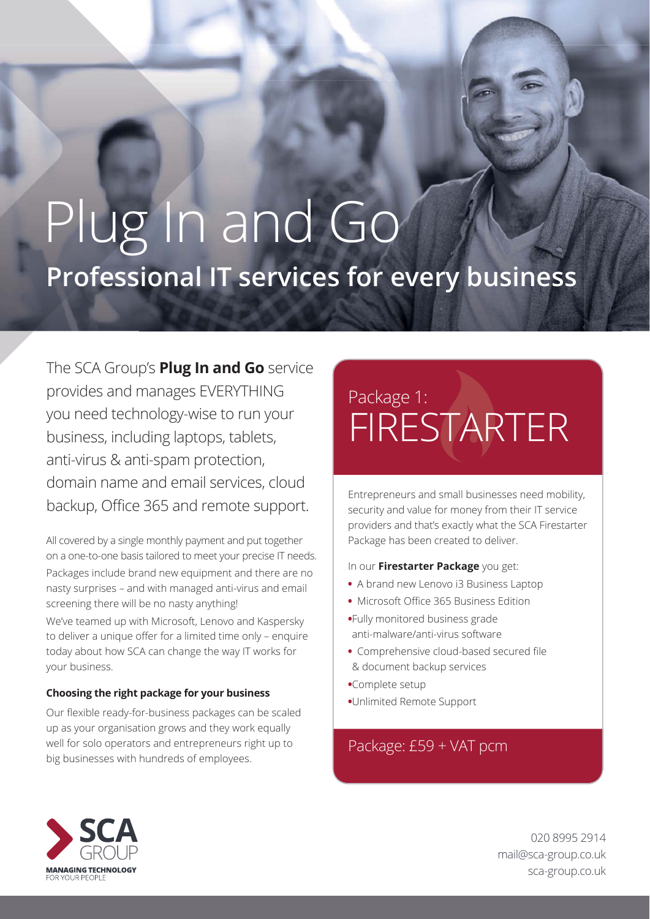# Plug In and Go

## Professional IT services for every business

The SCA Group's **Plug In and Go** service provides and manages EVERYTHING you need technology-wise to run your business, including laptops, tablets, anti-virus & anti-spam protection, domain name and email services, cloud backup, Office 365 and remote support.

All covered by a single monthly payment and put together on a one-to-one basis tailored to meet your precise IT needs. Packages include brand new equipment and there are no nasty surprises – and with managed anti-virus and email screening there will be no nasty anything!

We've teamed up with Microsoft, Lenovo and Kaspersky to deliver a unique offer for a limited time only – enquire today about how SCA can change the way IT works for your business.

**Choosing the right package for your business**

Our flexible ready-for-business packages can be scaled up as your organisation grows and they work equally well for solo operators and entrepreneurs right up to big businesses with hundreds of employees.

## Package 1: FIRESTARTER

Entrepreneurs and small businesses need mobility, security and value for money from their IT service providers and that's exactly what the SCA Firestarter Package has been created to deliver.

In our **Firestarter Package** you get:

- A brand new Lenovo i3 Business Laptop
- Microsoft Office 365 Business Edition
- Fully monitored business grade anti-malware/anti-virus software
- Comprehensive cloud-based secured file & document backup services
- Complete setup
- Unlimited Remote Support

Package: £59 + VAT pcm

SCA GROUP
MANAGING TECHNOLOGY FOR YOUR PEOPLE

020 8995 2914
mail@sca-group.co.uk
sca-group.co.uk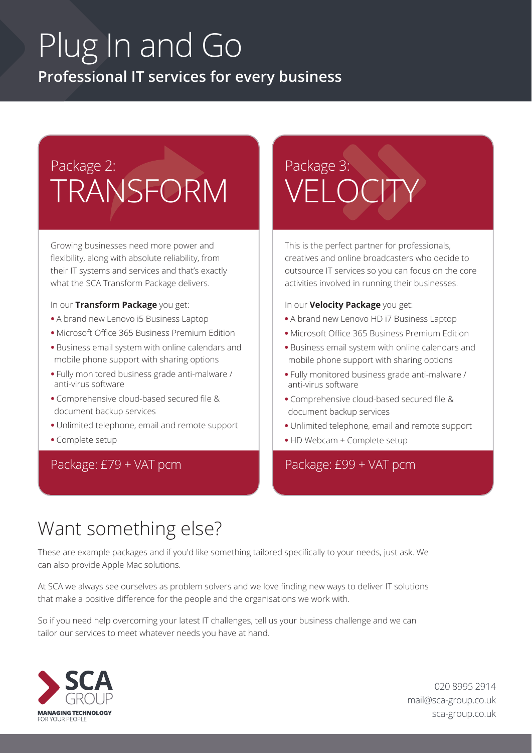# Plug In and Go

**Professional IT services for every business**

## Package 2: TRANSFORM

Growing businesses need more power and flexibility, along with absolute reliability, from their IT systems and services and that's exactly what the SCA Transform Package delivers.

In our **Transform Package** you get:

- A brand new Lenovo i5 Business Laptop
- Microsoft Office 365 Business Premium Edition
- Business email system with online calendars and mobile phone support with sharing options
- Fully monitored business grade anti-malware / anti-virus software
- Comprehensive cloud-based secured file & document backup services
- Unlimited telephone, email and remote support
- Complete setup

Package: £79 + VAT pcm

## Package 3: VELOCITY

This is the perfect partner for professionals, creatives and online broadcasters who decide to outsource IT services so you can focus on the core activities involved in running their businesses.

In our **Velocity Package** you get:

- A brand new Lenovo HD i7 Business Laptop
- Microsoft Office 365 Business Premium Edition
- Business email system with online calendars and mobile phone support with sharing options
- Fully monitored business grade anti-malware / anti-virus software
- Comprehensive cloud-based secured file & document backup services
- Unlimited telephone, email and remote support
- HD Webcam + Complete setup

Package: £99 + VAT pcm

## Want something else?

These are example packages and if you'd like something tailored specifically to your needs, just ask. We can also provide Apple Mac solutions.

At SCA we always see ourselves as problem solvers and we love finding new ways to deliver IT solutions that make a positive difference for the people and the organisations we work with.

So if you need help overcoming your latest IT challenges, tell us your business challenge and we can tailor our services to meet whatever needs you have at hand.

SCA GROUP
MANAGING TECHNOLOGY FOR YOUR PEOPLE

020 8995 2914
mail@sca-group.co.uk
sca-group.co.uk